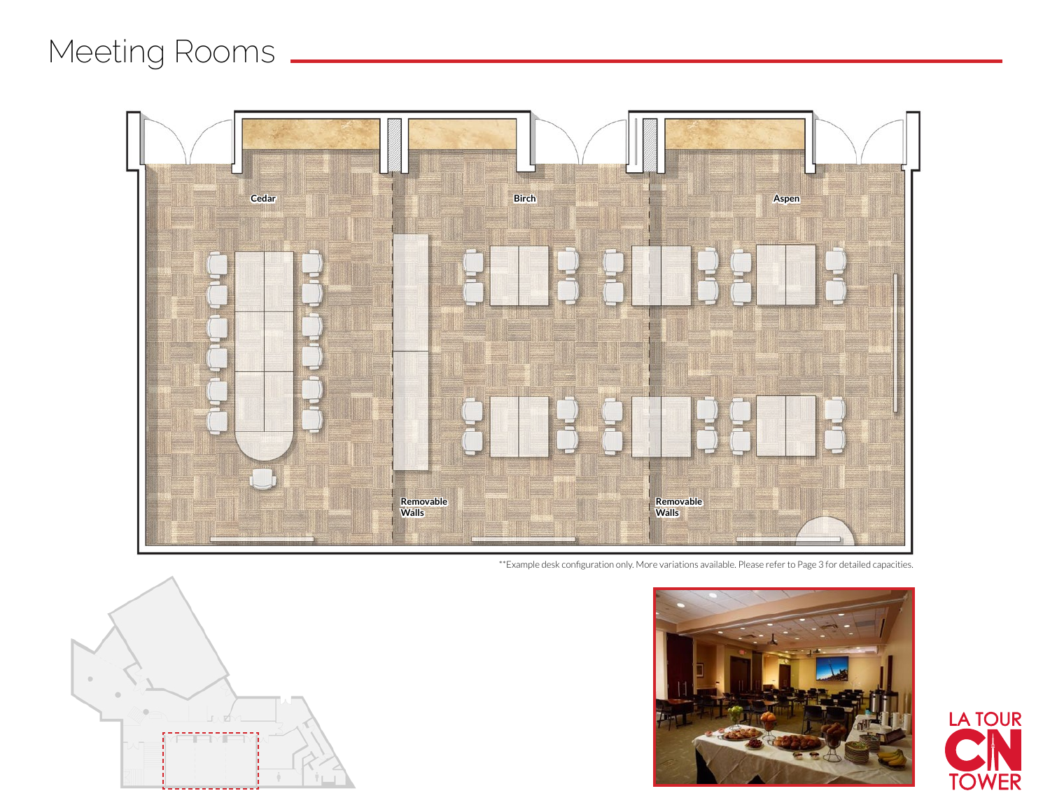# Meeting Rooms

Cedar

Birch

Aspen

Removable Walls

Removable Walls

**Example desk configuration only. More variations available. Please refer to Page 3 for detailed capacities.

LA TOUR CN TOWER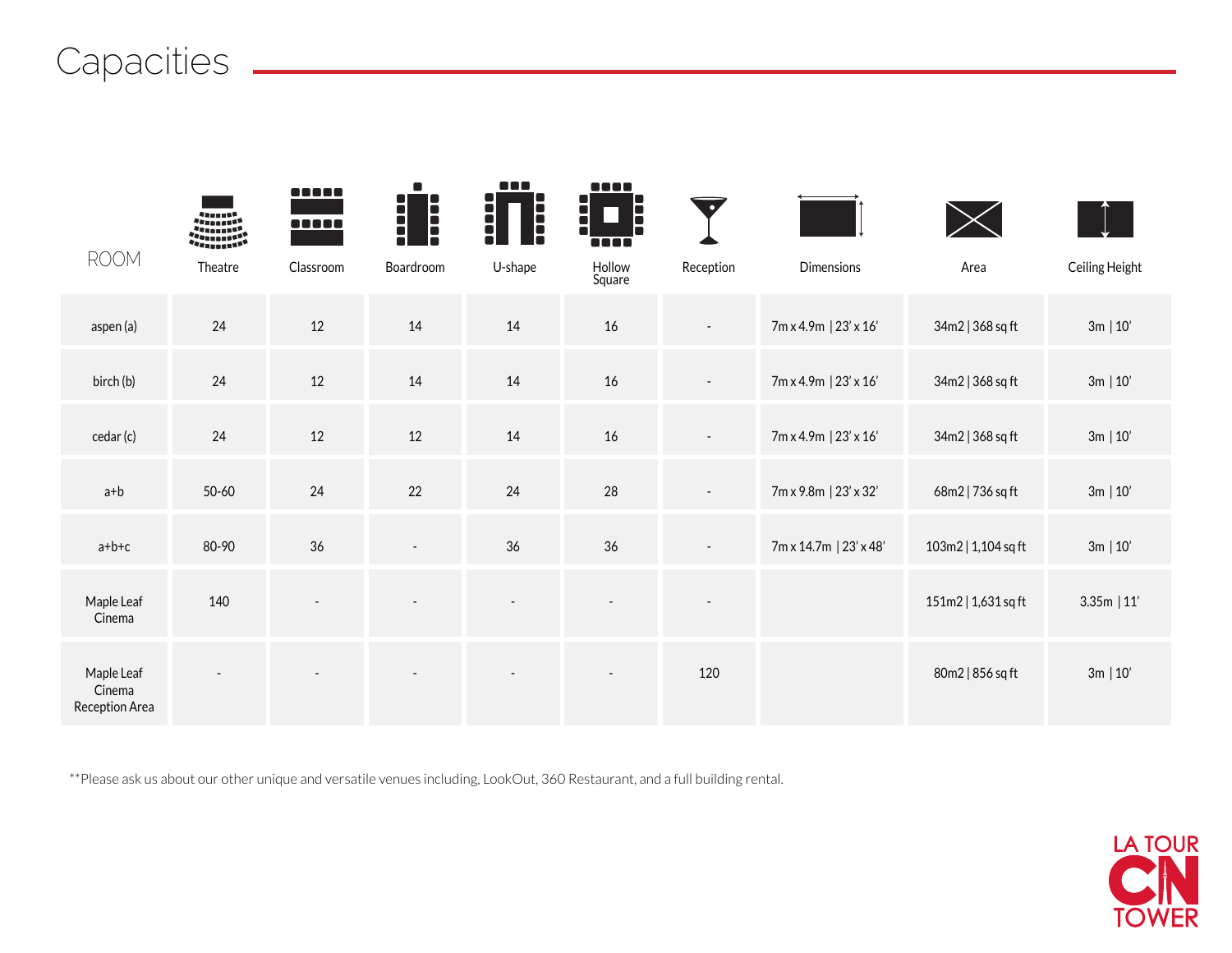# Capacities

| ROOM | Theatre | Classroom | Boardroom | U-shape | Hollow Square | Reception | Dimensions | Area | Ceiling Height |
|---|---|---|---|---|---|---|---|---|---|
| aspen (a) | 24 | 12 | 14 | 14 | 16 | - | 7m x 4.9m \| 23' x 16' | 34m2 \| 368 sq ft | 3m \| 10' |
| birch (b) | 24 | 12 | 14 | 14 | 16 | - | 7m x 4.9m \| 23' x 16' | 34m2 \| 368 sq ft | 3m \| 10' |
| cedar (c) | 24 | 12 | 12 | 14 | 16 | - | 7m x 4.9m \| 23' x 16' | 34m2 \| 368 sq ft | 3m \| 10' |
| a+b | 50-60 | 24 | 22 | 24 | 28 | - | 7m x 9.8m \| 23' x 32' | 68m2 \| 736 sq ft | 3m \| 10' |
| a+b+c | 80-90 | 36 | - | 36 | 36 | - | 7m x 14.7m \| 23' x 48' | 103m2 \| 1,104 sq ft | 3m \| 10' |
| Maple Leaf Cinema | 140 | - | - | - | - | - | | 151m2 \| 1,631 sq ft | 3.35m \| 11' |
| Maple Leaf Cinema Reception Area | - | - | - | - | - | 120 | | 80m2 \| 856 sq ft | 3m \| 10' |

**Please ask us about our other unique and versatile venues including, LookOut, 360 Restaurant, and a full building rental.

LA TOUR CN TOWER